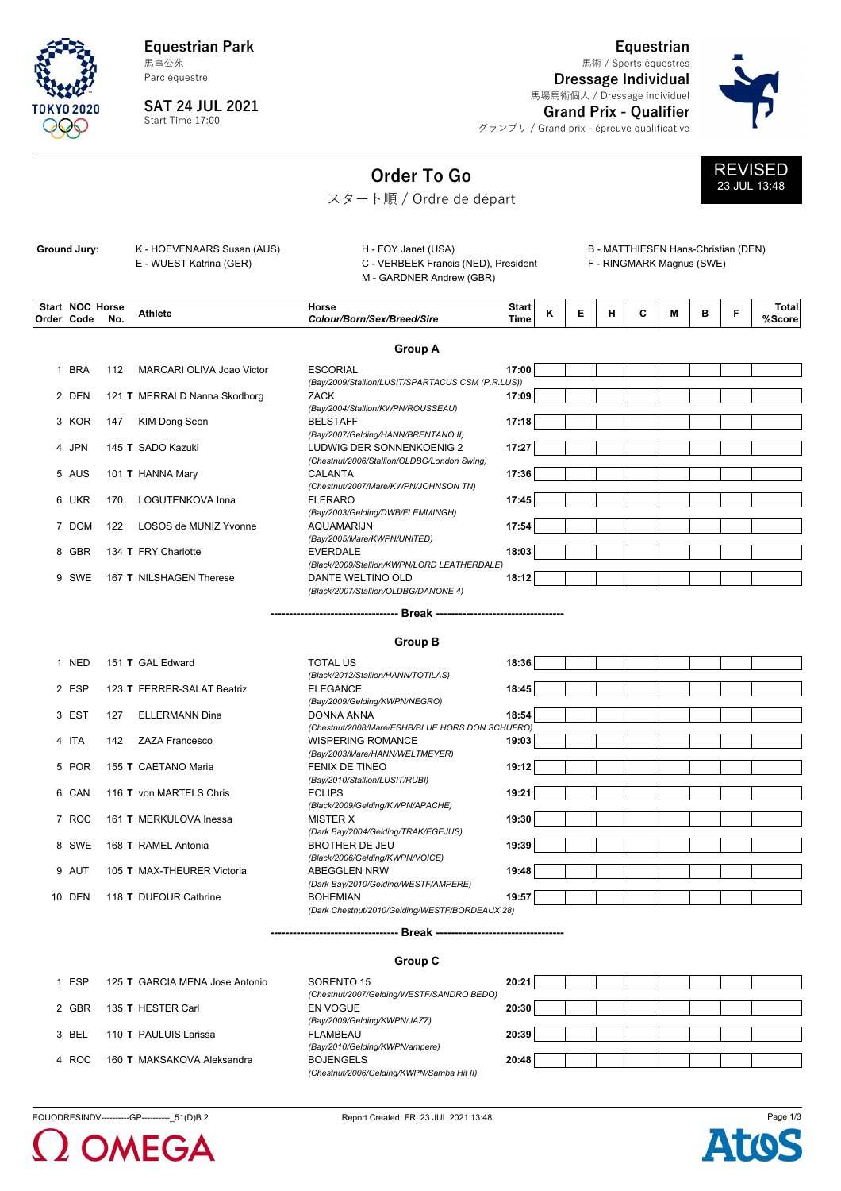# Equestrian Park
馬事公苑
Parc équestre

**SAT 24 JUL 2021**
Start Time 17:00

# Equestrian
馬術 / Sports équestres

## Dressage Individual
馬場馬術個人 / Dressage individuel

## Grand Prix - Qualifier
グランプリ / Grand prix - épreuve qualificative

# Order To Go
スタート順 / Ordre de départ

**REVISED**
23 JUL 13:48

**Ground Jury:**
K - HOEVENAARS Susan (AUS)
E - WUEST Katrina (GER)
H - FOY Janet (USA)
C - VERBEEK Francis (NED), President
M - GARDNER Andrew (GBR)
B - MATTHIESEN Hans-Christian (DEN)
F - RINGMARK Magnus (SWE)

| Start Order | NOC Code | Horse No. | Athlete | Horse Colour/Born/Sex/Breed/Sire | Start Time | K | E | H | C | M | B | F | Total %Score |
|---|---|---|---|---|---|---|---|---|---|---|---|---|---|
| **Group A** | | | | | | | | | | | | | |
| 1 | BRA | 112 | MARCARI OLIVA Joao Victor | ESCORIAL *(Bay/2009/Stallion/LUSIT/SPARTACUS CSM (P.R.LUS))* | 17:00 | | | | | | | | |
| 2 | DEN | 121 **T** | MERRALD Nanna Skodborg | ZACK *(Bay/2004/Stallion/KWPN/ROUSSEAU)* | 17:09 | | | | | | | | |
| 3 | KOR | 147 | KIM Dong Seon | BELSTAFF *(Bay/2007/Gelding/HANN/BRENTANO II)* | 17:18 | | | | | | | | |
| 4 | JPN | 145 **T** | SADO Kazuki | LUDWIG DER SONNENKOENIG 2 *(Chestnut/2006/Stallion/OLDBG/London Swing)* | 17:27 | | | | | | | | |
| 5 | AUS | 101 **T** | HANNA Mary | CALANTA *(Chestnut/2007/Mare/KWPN/JOHNSON TN)* | 17:36 | | | | | | | | |
| 6 | UKR | 170 | LOGUTENKOVA Inna | FLERARO *(Bay/2003/Gelding/DWB/FLEMMINGH)* | 17:45 | | | | | | | | |
| 7 | DOM | 122 | LOSOS de MUNIZ Yvonne | AQUAMARIJN *(Bay/2005/Mare/KWPN/UNITED)* | 17:54 | | | | | | | | |
| 8 | GBR | 134 **T** | FRY Charlotte | EVERDALE *(Black/2009/Stallion/KWPN/LORD LEATHERDALE)* | 18:03 | | | | | | | | |
| 9 | SWE | 167 **T** | NILSHAGEN Therese | DANTE WELTINO OLD *(Black/2007/Stallion/OLDBG/DANONE 4)* | 18:12 | | | | | | | | |
| **Break** | | | | | | | | | | | | | |
| **Group B** | | | | | | | | | | | | | |
| 1 | NED | 151 **T** | GAL Edward | TOTAL US *(Black/2012/Stallion/HANN/TOTILAS)* | 18:36 | | | | | | | | |
| 2 | ESP | 123 **T** | FERRER-SALAT Beatriz | ELEGANCE *(Bay/2009/Gelding/KWPN/NEGRO)* | 18:45 | | | | | | | | |
| 3 | EST | 127 | ELLERMANN Dina | DONNA ANNA *(Chestnut/2008/Mare/ESHB/BLUE HORS DON SCHUFRO)* | 18:54 | | | | | | | | |
| 4 | ITA | 142 | ZAZA Francesco | WISPERING ROMANCE *(Bay/2003/Mare/HANN/WELTMEYER)* | 19:03 | | | | | | | | |
| 5 | POR | 155 **T** | CAETANO Maria | FENIX DE TINEO *(Bay/2010/Stallion/LUSIT/RUBI)* | 19:12 | | | | | | | | |
| 6 | CAN | 116 **T** | von MARTELS Chris | ECLIPS *(Black/2009/Gelding/KWPN/APACHE)* | 19:21 | | | | | | | | |
| 7 | ROC | 161 **T** | MERKULOVA Inessa | MISTER X *(Dark Bay/2004/Gelding/TRAK/EGEJUS)* | 19:30 | | | | | | | | |
| 8 | SWE | 168 **T** | RAMEL Antonia | BROTHER DE JEU *(Black/2006/Gelding/KWPN/VOICE)* | 19:39 | | | | | | | | |
| 9 | AUT | 105 **T** | MAX-THEURER Victoria | ABEGGLEN NRW *(Dark Bay/2010/Gelding/WESTF/AMPERE)* | 19:48 | | | | | | | | |
| 10 | DEN | 118 **T** | DUFOUR Cathrine | BOHEMIAN *(Dark Chestnut/2010/Gelding/WESTF/BORDEAUX 28)* | 19:57 | | | | | | | | |
| **Break** | | | | | | | | | | | | | |
| **Group C** | | | | | | | | | | | | | |
| 1 | ESP | 125 **T** | GARCIA MENA Jose Antonio | SORENTO 15 *(Chestnut/2007/Gelding/WESTF/SANDRO BEDO)* | 20:21 | | | | | | | | |
| 2 | GBR | 135 **T** | HESTER Carl | EN VOGUE *(Bay/2009/Gelding/KWPN/JAZZ)* | 20:30 | | | | | | | | |
| 3 | BEL | 110 **T** | PAULUIS Larissa | FLAMBEAU *(Bay/2010/Gelding/KWPN/ampere)* | 20:39 | | | | | | | | |
| 4 | ROC | 160 **T** | MAKSAKOVA Aleksandra | BOJENGELS *(Chestnut/2006/Gelding/KWPN/Samba Hit II)* | 20:48 | | | | | | | | |

EQUODRESINDV----------GP----------_51(D)B 2
Report Created FRI 23 JUL 2021 13:48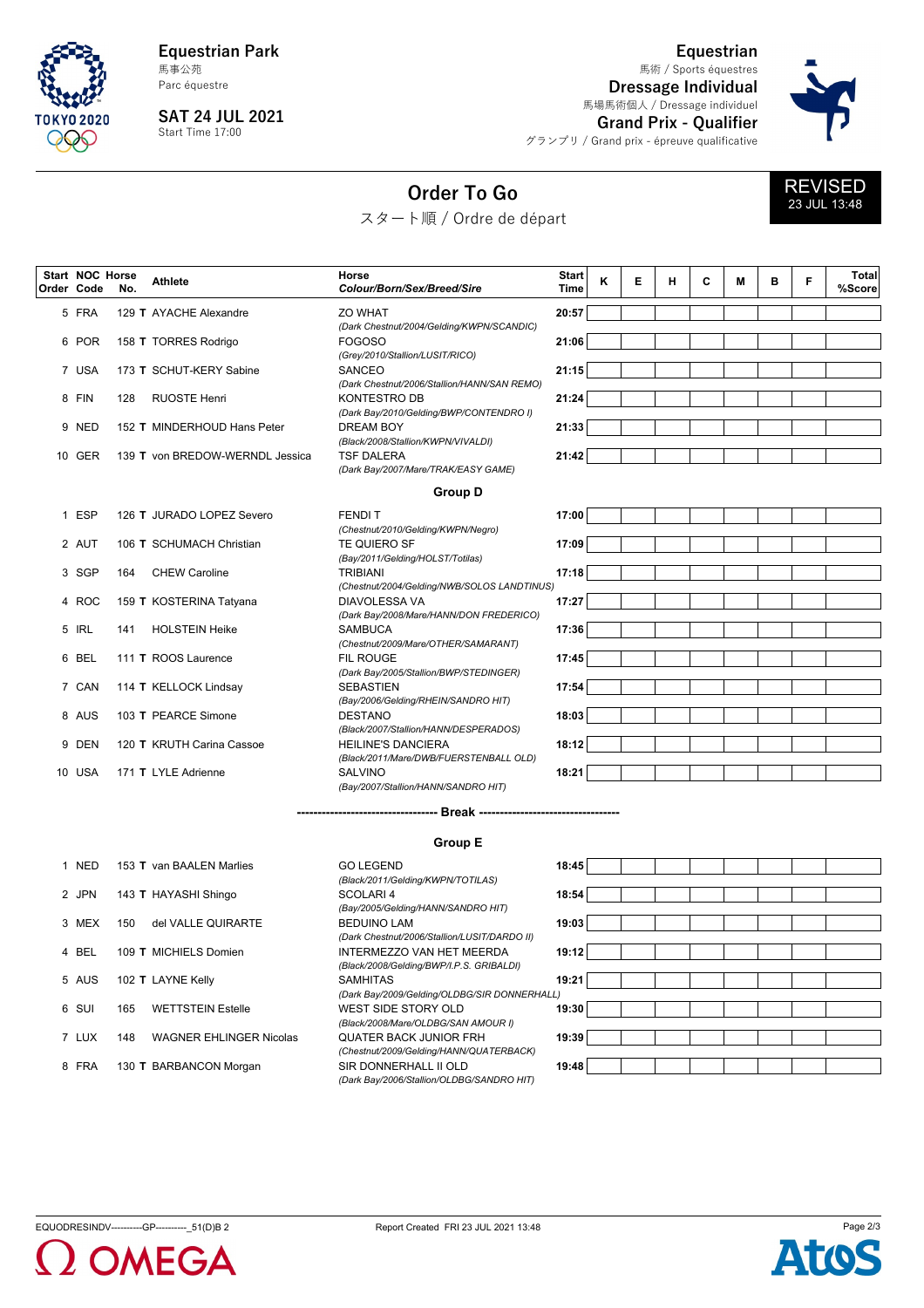# Equestrian Park
馬事公苑
Parc équestre

**SAT 24 JUL 2021**
Start Time 17:00

## Equestrian
馬術 / Sports équestres

**Dressage Individual**
馬場馬術個人 / Dressage individuel

**Grand Prix - Qualifier**
グランプリ / Grand prix - épreuve qualificative

## Order To Go
スタート順 / Ordre de départ

**REVISED**
23 JUL 13:48

| Start Order | NOC Code | Horse No. | Athlete | Horse Colour/Born/Sex/Breed/Sire | Start Time | K | E | H | C | M | B | F | Total %Score |
|---|---|---|---|---|---|---|---|---|---|---|---|---|---|
| 5 | FRA | 129 **T** | AYACHE Alexandre | ZO WHAT *(Dark Chestnut/2004/Gelding/KWPN/SCANDIC)* | 20:57 | | | | | | | | |
| 6 | POR | 158 **T** | TORRES Rodrigo | FOGOSO *(Grey/2010/Stallion/LUSIT/RICO)* | 21:06 | | | | | | | | |
| 7 | USA | 173 **T** | SCHUT-KERY Sabine | SANCEO *(Dark Chestnut/2006/Stallion/HANN/SAN REMO)* | 21:15 | | | | | | | | |
| 8 | FIN | 128 | RUOSTE Henri | KONTESTRO DB *(Dark Bay/2010/Gelding/BWP/CONTENDRO I)* | 21:24 | | | | | | | | |
| 9 | NED | 152 **T** | MINDERHOUD Hans Peter | DREAM BOY *(Black/2008/Stallion/KWPN/VIVALDI)* | 21:33 | | | | | | | | |
| 10 | GER | 139 **T** | von BREDOW-WERNDL Jessica | TSF DALERA *(Dark Bay/2007/Mare/TRAK/EASY GAME)* | 21:42 | | | | | | | | |
| | | | | **Group D** | | | | | | | | | |
| 1 | ESP | 126 **T** | JURADO LOPEZ Severo | FENDI T *(Chestnut/2010/Gelding/KWPN/Negro)* | 17:00 | | | | | | | | |
| 2 | AUT | 106 **T** | SCHUMACH Christian | TE QUIERO SF *(Bay/2011/Gelding/HOLST/Totilas)* | 17:09 | | | | | | | | |
| 3 | SGP | 164 | CHEW Caroline | TRIBIANI *(Chestnut/2004/Gelding/NWB/SOLOS LANDTINUS)* | 17:18 | | | | | | | | |
| 4 | ROC | 159 **T** | KOSTERINA Tatyana | DIAVOLESSA VA *(Dark Bay/2008/Mare/HANN/DON FREDERICO)* | 17:27 | | | | | | | | |
| 5 | IRL | 141 | HOLSTEIN Heike | SAMBUCA *(Chestnut/2009/Mare/OTHER/SAMARANT)* | 17:36 | | | | | | | | |
| 6 | BEL | 111 **T** | ROOS Laurence | FIL ROUGE *(Dark Bay/2005/Stallion/BWP/STEDINGER)* | 17:45 | | | | | | | | |
| 7 | CAN | 114 **T** | KELLOCK Lindsay | SEBASTIEN *(Bay/2006/Gelding/RHEIN/SANDRO HIT)* | 17:54 | | | | | | | | |
| 8 | AUS | 103 **T** | PEARCE Simone | DESTANO *(Black/2007/Stallion/HANN/DESPERADOS)* | 18:03 | | | | | | | | |
| 9 | DEN | 120 **T** | KRUTH Carina Cassoe | HEILINE'S DANCIERA *(Black/2011/Mare/DWB/FUERSTENBALL OLD)* | 18:12 | | | | | | | | |
| 10 | USA | 171 **T** | LYLE Adrienne | SALVINO *(Bay/2007/Stallion/HANN/SANDRO HIT)* | 18:21 | | | | | | | | |
| | | | | **---------- Break ----------** | | | | | | | | | |
| | | | | **Group E** | | | | | | | | | |
| 1 | NED | 153 **T** | van BAALEN Marlies | GO LEGEND *(Black/2011/Gelding/KWPN/TOTILAS)* | 18:45 | | | | | | | | |
| 2 | JPN | 143 **T** | HAYASHI Shingo | SCOLARI 4 *(Bay/2005/Gelding/HANN/SANDRO HIT)* | 18:54 | | | | | | | | |
| 3 | MEX | 150 | del VALLE QUIRARTE | BEDUINO LAM *(Dark Chestnut/2006/Stallion/LUSIT/DARDO II)* | 19:03 | | | | | | | | |
| 4 | BEL | 109 **T** | MICHIELS Domien | INTERMEZZO VAN HET MEERDA *(Black/2008/Gelding/BWP/I.P.S. GRIBALDI)* | 19:12 | | | | | | | | |
| 5 | AUS | 102 **T** | LAYNE Kelly | SAMHITAS *(Dark Bay/2009/Gelding/OLDBG/SIR DONNERHALL)* | 19:21 | | | | | | | | |
| 6 | SUI | 165 | WETTSTEIN Estelle | WEST SIDE STORY OLD *(Black/2008/Mare/OLDBG/SAN AMOUR I)* | 19:30 | | | | | | | | |
| 7 | LUX | 148 | WAGNER EHLINGER Nicolas | QUATER BACK JUNIOR FRH *(Chestnut/2009/Gelding/HANN/QUATERBACK)* | 19:39 | | | | | | | | |
| 8 | FRA | 130 **T** | BARBANCON Morgan | SIR DONNERHALL II OLD *(Dark Bay/2006/Stallion/OLDBG/SANDRO HIT)* | 19:48 | | | | | | | | |

EQUODRESINDV----------GP----------_51(D)B 2 &nbsp;&nbsp;&nbsp; Report Created FRI 23 JUL 2021 13:48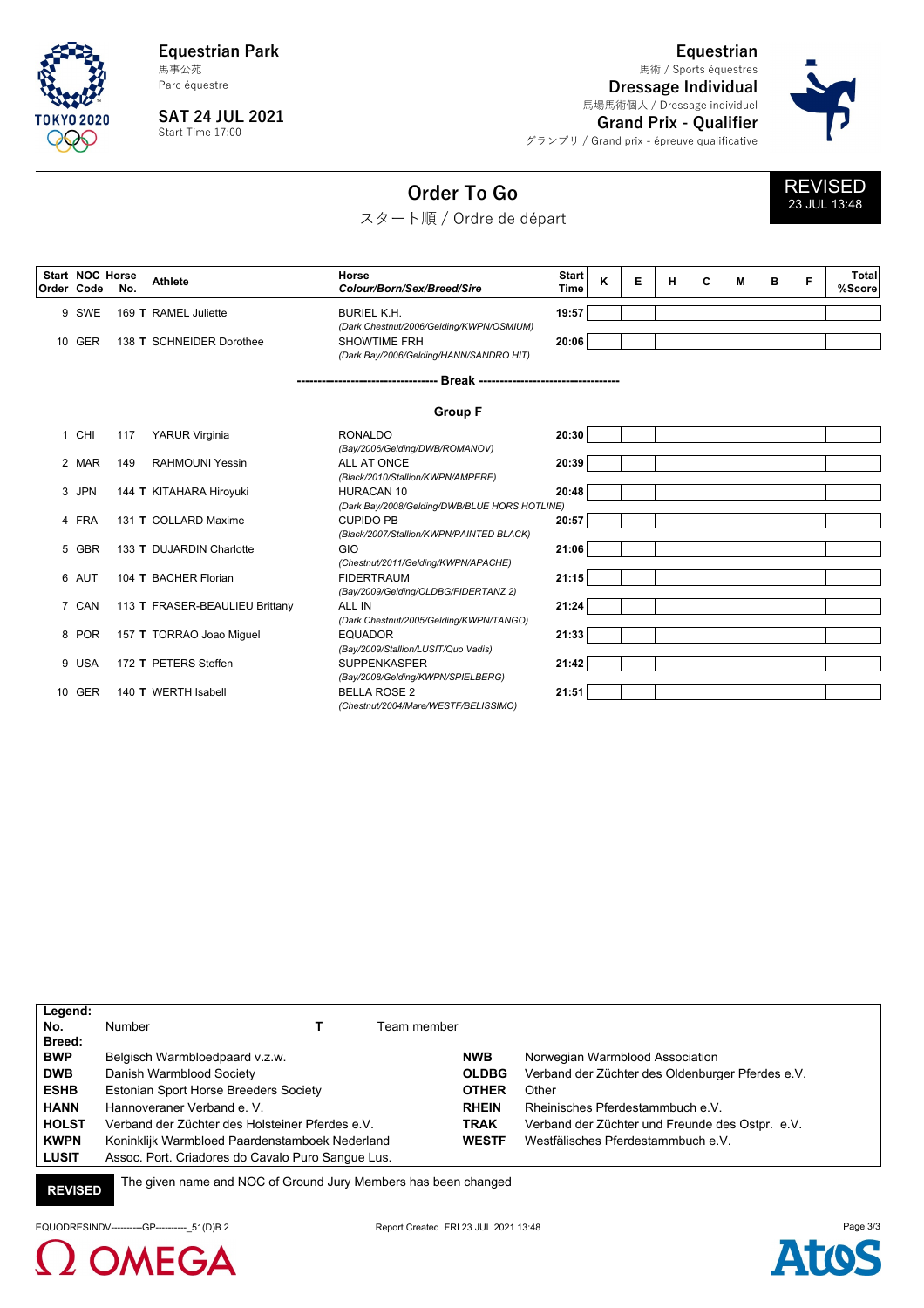**Equestrian Park**
馬事公苑
Parc équestre

**SAT 24 JUL 2021**
Start Time 17:00

**Equestrian**
馬術 / Sports équestres
**Dressage Individual**
馬場馬術個人 / Dressage individuel
**Grand Prix - Qualifier**
グランプリ / Grand prix - épreuve qualificative

## Order To Go
スタート順 / Ordre de départ

**REVISED**
23 JUL 13:48

| Start Order | NOC Code | Horse No. | Athlete | Horse Colour/Born/Sex/Breed/Sire | Start Time | K | E | H | C | M | B | F | Total %Score |
|---|---|---|---|---|---|---|---|---|---|---|---|---|---|
| 9 | SWE | 169 **T** | RAMEL Juliette | BURIEL K.H. *(Dark Chestnut/2006/Gelding/KWPN/OSMIUM)* | **19:57** | | | | | | | | |
| 10 | GER | 138 **T** | SCHNEIDER Dorothee | SHOWTIME FRH *(Dark Bay/2006/Gelding/HANN/SANDRO HIT)* | **20:06** | | | | | | | | |
| | | | | **Break** | | | | | | | | | |
| | | | | **Group F** | | | | | | | | | |
| 1 | CHI | 117 | YARUR Virginia | RONALDO *(Bay/2006/Gelding/DWB/ROMANOV)* | **20:30** | | | | | | | | |
| 2 | MAR | 149 | RAHMOUNI Yessin | ALL AT ONCE *(Black/2010/Stallion/KWPN/AMPERE)* | **20:39** | | | | | | | | |
| 3 | JPN | 144 **T** | KITAHARA Hiroyuki | HURACAN 10 *(Dark Bay/2008/Gelding/DWB/BLUE HORS HOTLINE)* | **20:48** | | | | | | | | |
| 4 | FRA | 131 **T** | COLLARD Maxime | CUPIDO PB *(Black/2007/Stallion/KWPN/PAINTED BLACK)* | **20:57** | | | | | | | | |
| 5 | GBR | 133 **T** | DUJARDIN Charlotte | GIO *(Chestnut/2011/Gelding/KWPN/APACHE)* | **21:06** | | | | | | | | |
| 6 | AUT | 104 **T** | BACHER Florian | FIDERTRAUM *(Bay/2009/Gelding/OLDBG/FIDERTANZ 2)* | **21:15** | | | | | | | | |
| 7 | CAN | 113 **T** | FRASER-BEAULIEU Brittany | ALL IN *(Dark Chestnut/2005/Gelding/KWPN/TANGO)* | **21:24** | | | | | | | | |
| 8 | POR | 157 **T** | TORRAO Joao Miguel | EQUADOR *(Bay/2009/Stallion/LUSIT/Quo Vadis)* | **21:33** | | | | | | | | |
| 9 | USA | 172 **T** | PETERS Steffen | SUPPENKASPER *(Bay/2008/Gelding/KWPN/SPIELBERG)* | **21:42** | | | | | | | | |
| 10 | GER | 140 **T** | WERTH Isabell | BELLA ROSE 2 *(Chestnut/2004/Mare/WESTF/BELISSIMO)* | **21:51** | | | | | | | | |

**Legend:**

**No.** Number — **T** Team member

**Breed:**

| | | | |
|---|---|---|---|
| **BWP** | Belgisch Warmbloedpaard v.z.w. | **NWB** | Norwegian Warmblood Association |
| **DWB** | Danish Warmblood Society | **OLDBG** | Verband der Züchter des Oldenburger Pferdes e.V. |
| **ESHB** | Estonian Sport Horse Breeders Society | **OTHER** | Other |
| **HANN** | Hannoveraner Verband e. V. | **RHEIN** | Rheinisches Pferdestammbuch e.V. |
| **HOLST** | Verband der Züchter des Holsteiner Pferdes e.V. | **TRAK** | Verband der Züchter und Freunde des Ostpr. e.V. |
| **KWPN** | Koninklijk Warmbloed Paardenstamboek Nederland | **WESTF** | Westfälisches Pferdestammbuch e.V. |
| **LUSIT** | Assoc. Port. Criadores do Cavalo Puro Sangue Lus. | | |

**REVISED** The given name and NOC of Ground Jury Members has been changed

EQUODRESINDV----------GP----------_51(D)B 2 — Report Created FRI 23 JUL 2021 13:48